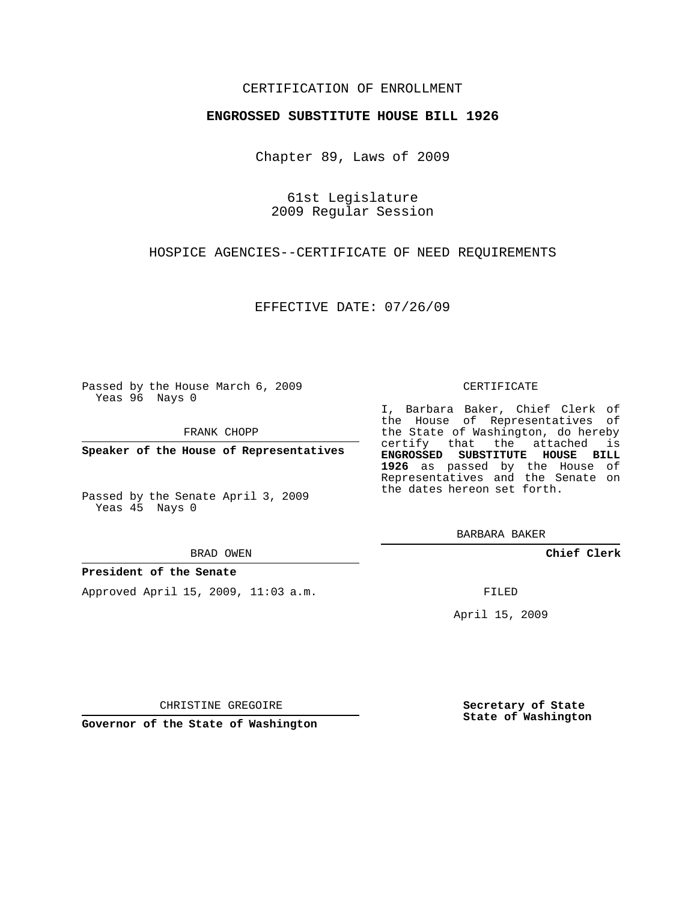CERTIFICATION OF ENROLLMENT

**ENGROSSED SUBSTITUTE HOUSE BILL 1926**

Chapter 89, Laws of 2009

61st Legislature
2009 Regular Session

HOSPICE AGENCIES--CERTIFICATE OF NEED REQUIREMENTS

EFFECTIVE DATE: 07/26/09

Passed by the House March 6, 2009
Yeas 96 Nays 0

FRANK CHOPP

**Speaker of the House of Representatives**

Passed by the Senate April 3, 2009
Yeas 45 Nays 0

BRAD OWEN

**President of the Senate**

Approved April 15, 2009, 11:03 a.m.

CHRISTINE GREGOIRE

**Governor of the State of Washington**

CERTIFICATE

I, Barbara Baker, Chief Clerk of the House of Representatives of the State of Washington, do hereby certify that the attached is **ENGROSSED SUBSTITUTE HOUSE BILL 1926** as passed by the House of Representatives and the Senate on the dates hereon set forth.

BARBARA BAKER

**Chief Clerk**

FILED

April 15, 2009

**Secretary of State**
**State of Washington**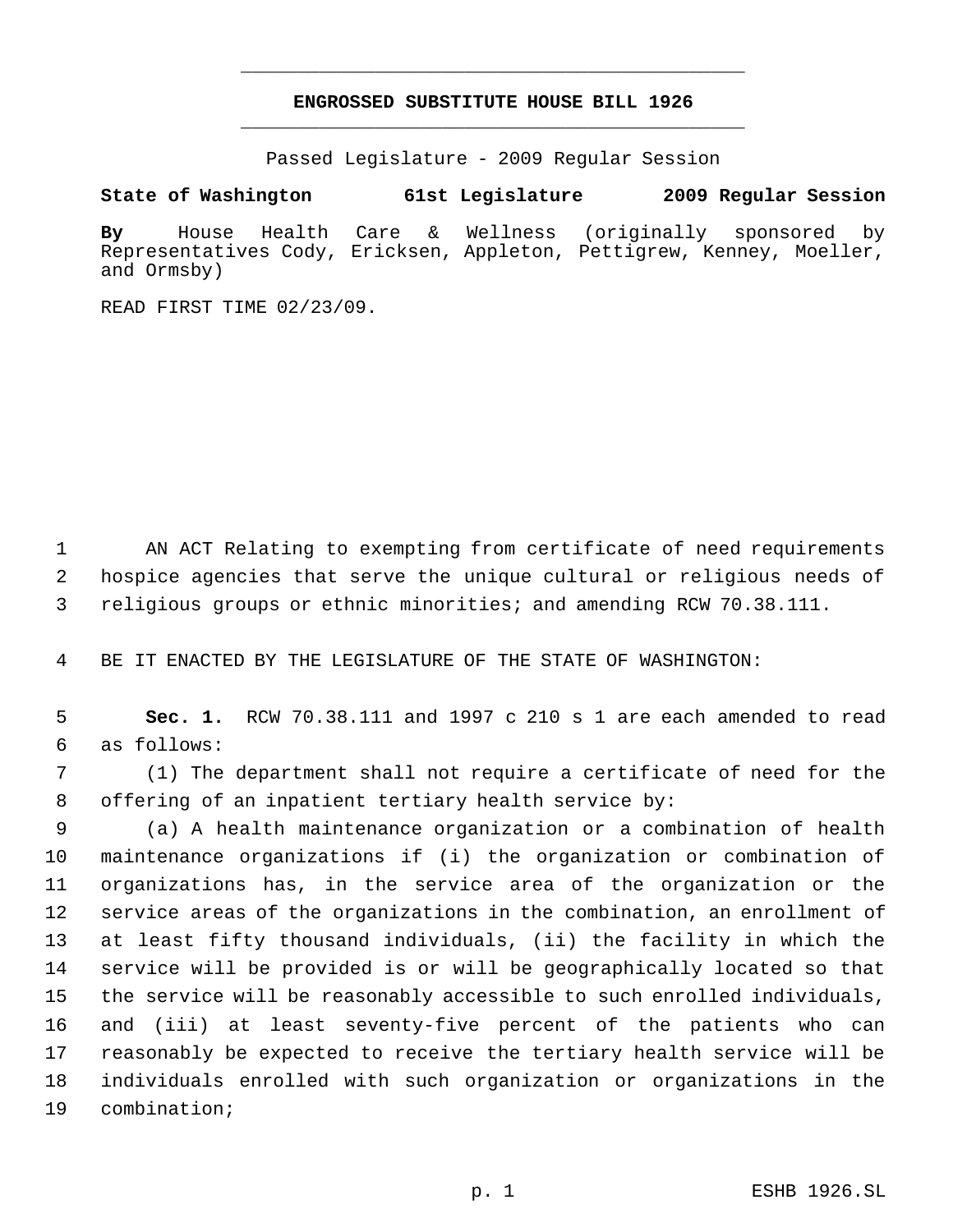# ENGROSSED SUBSTITUTE HOUSE BILL 1926

Passed Legislature - 2009 Regular Session

**State of Washington 61st Legislature 2009 Regular Session**

**By** House Health Care & Wellness (originally sponsored by Representatives Cody, Ericksen, Appleton, Pettigrew, Kenney, Moeller, and Ormsby)

READ FIRST TIME 02/23/09.

AN ACT Relating to exempting from certificate of need requirements hospice agencies that serve the unique cultural or religious needs of religious groups or ethnic minorities; and amending RCW 70.38.111.

BE IT ENACTED BY THE LEGISLATURE OF THE STATE OF WASHINGTON:

**Sec. 1.** RCW 70.38.111 and 1997 c 210 s 1 are each amended to read as follows:

(1) The department shall not require a certificate of need for the offering of an inpatient tertiary health service by:

(a) A health maintenance organization or a combination of health maintenance organizations if (i) the organization or combination of organizations has, in the service area of the organization or the service areas of the organizations in the combination, an enrollment of at least fifty thousand individuals, (ii) the facility in which the service will be provided is or will be geographically located so that the service will be reasonably accessible to such enrolled individuals, and (iii) at least seventy-five percent of the patients who can reasonably be expected to receive the tertiary health service will be individuals enrolled with such organization or organizations in the combination;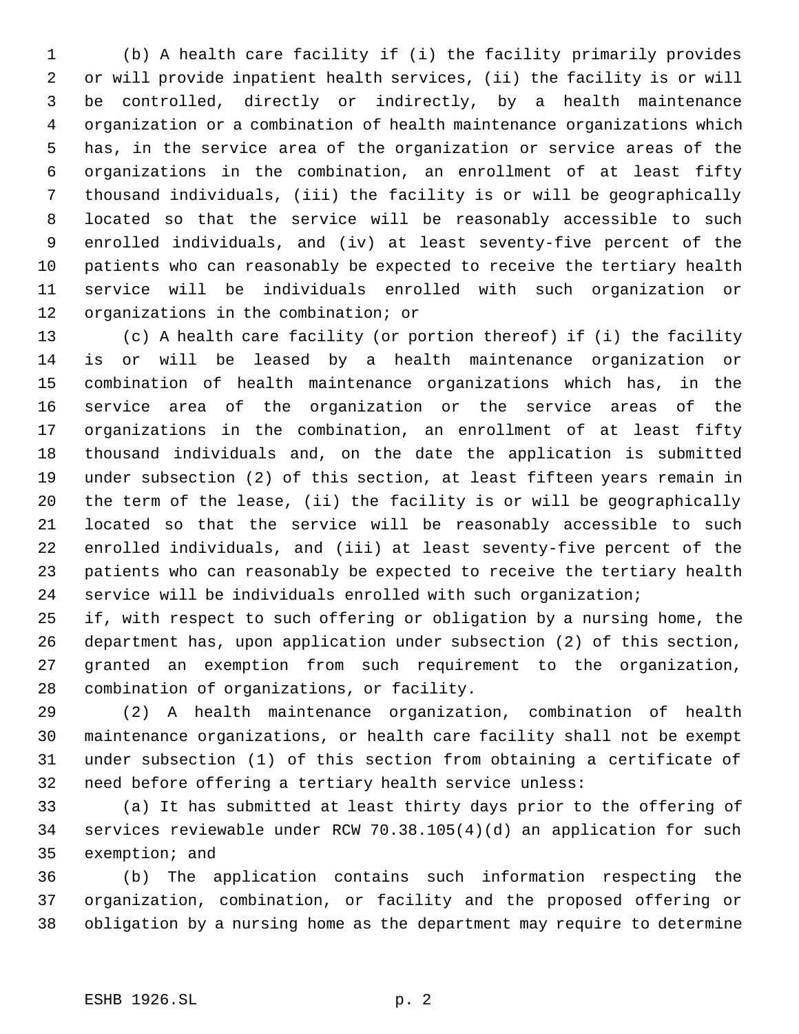(b) A health care facility if (i) the facility primarily provides or will provide inpatient health services, (ii) the facility is or will be controlled, directly or indirectly, by a health maintenance organization or a combination of health maintenance organizations which has, in the service area of the organization or service areas of the organizations in the combination, an enrollment of at least fifty thousand individuals, (iii) the facility is or will be geographically located so that the service will be reasonably accessible to such enrolled individuals, and (iv) at least seventy-five percent of the patients who can reasonably be expected to receive the tertiary health service will be individuals enrolled with such organization or organizations in the combination; or

(c) A health care facility (or portion thereof) if (i) the facility is or will be leased by a health maintenance organization or combination of health maintenance organizations which has, in the service area of the organization or the service areas of the organizations in the combination, an enrollment of at least fifty thousand individuals and, on the date the application is submitted under subsection (2) of this section, at least fifteen years remain in the term of the lease, (ii) the facility is or will be geographically located so that the service will be reasonably accessible to such enrolled individuals, and (iii) at least seventy-five percent of the patients who can reasonably be expected to receive the tertiary health service will be individuals enrolled with such organization;

if, with respect to such offering or obligation by a nursing home, the department has, upon application under subsection (2) of this section, granted an exemption from such requirement to the organization, combination of organizations, or facility.

(2) A health maintenance organization, combination of health maintenance organizations, or health care facility shall not be exempt under subsection (1) of this section from obtaining a certificate of need before offering a tertiary health service unless:

(a) It has submitted at least thirty days prior to the offering of services reviewable under RCW 70.38.105(4)(d) an application for such exemption; and

(b) The application contains such information respecting the organization, combination, or facility and the proposed offering or obligation by a nursing home as the department may require to determine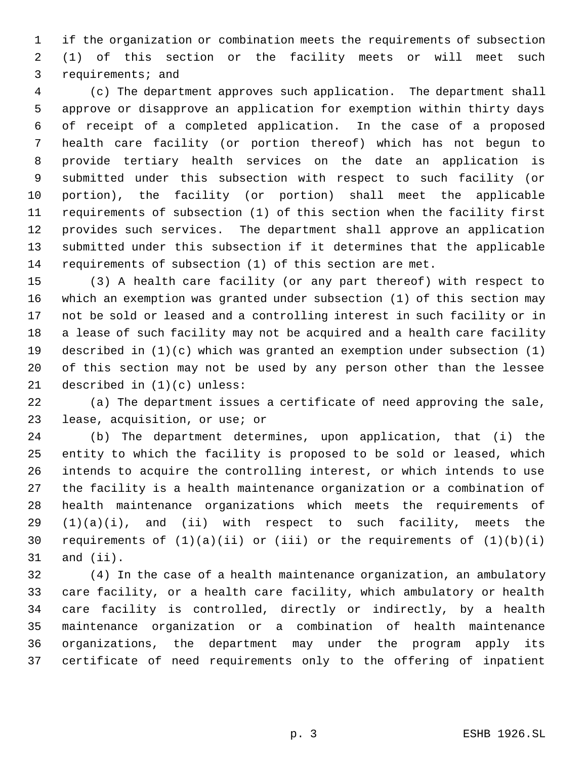if the organization or combination meets the requirements of subsection (1) of this section or the facility meets or will meet such requirements; and

(c) The department approves such application. The department shall approve or disapprove an application for exemption within thirty days of receipt of a completed application. In the case of a proposed health care facility (or portion thereof) which has not begun to provide tertiary health services on the date an application is submitted under this subsection with respect to such facility (or portion), the facility (or portion) shall meet the applicable requirements of subsection (1) of this section when the facility first provides such services. The department shall approve an application submitted under this subsection if it determines that the applicable requirements of subsection (1) of this section are met.

(3) A health care facility (or any part thereof) with respect to which an exemption was granted under subsection (1) of this section may not be sold or leased and a controlling interest in such facility or in a lease of such facility may not be acquired and a health care facility described in (1)(c) which was granted an exemption under subsection (1) of this section may not be used by any person other than the lessee described in (1)(c) unless:

(a) The department issues a certificate of need approving the sale, lease, acquisition, or use; or

(b) The department determines, upon application, that (i) the entity to which the facility is proposed to be sold or leased, which intends to acquire the controlling interest, or which intends to use the facility is a health maintenance organization or a combination of health maintenance organizations which meets the requirements of (1)(a)(i), and (ii) with respect to such facility, meets the requirements of (1)(a)(ii) or (iii) or the requirements of (1)(b)(i) and (ii).

(4) In the case of a health maintenance organization, an ambulatory care facility, or a health care facility, which ambulatory or health care facility is controlled, directly or indirectly, by a health maintenance organization or a combination of health maintenance organizations, the department may under the program apply its certificate of need requirements only to the offering of inpatient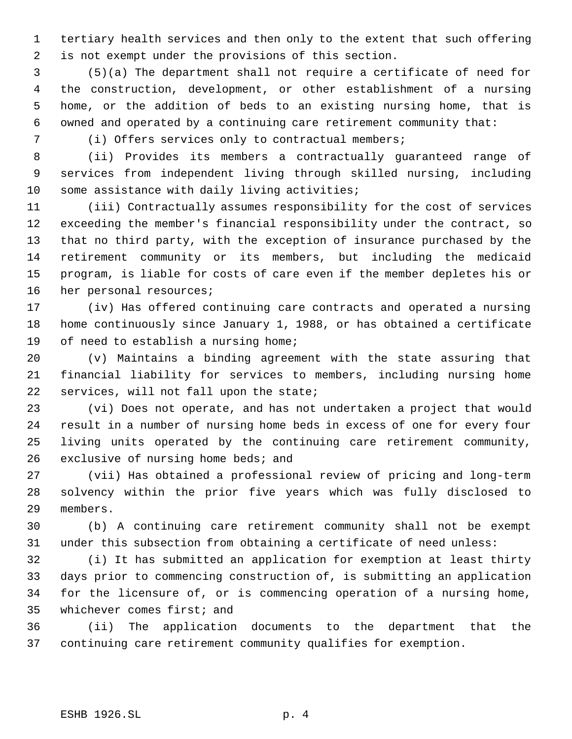tertiary health services and then only to the extent that such offering is not exempt under the provisions of this section.

(5)(a) The department shall not require a certificate of need for the construction, development, or other establishment of a nursing home, or the addition of beds to an existing nursing home, that is owned and operated by a continuing care retirement community that:

(i) Offers services only to contractual members;

(ii) Provides its members a contractually guaranteed range of services from independent living through skilled nursing, including some assistance with daily living activities;

(iii) Contractually assumes responsibility for the cost of services exceeding the member's financial responsibility under the contract, so that no third party, with the exception of insurance purchased by the retirement community or its members, but including the medicaid program, is liable for costs of care even if the member depletes his or her personal resources;

(iv) Has offered continuing care contracts and operated a nursing home continuously since January 1, 1988, or has obtained a certificate of need to establish a nursing home;

(v) Maintains a binding agreement with the state assuring that financial liability for services to members, including nursing home services, will not fall upon the state;

(vi) Does not operate, and has not undertaken a project that would result in a number of nursing home beds in excess of one for every four living units operated by the continuing care retirement community, exclusive of nursing home beds; and

(vii) Has obtained a professional review of pricing and long-term solvency within the prior five years which was fully disclosed to members.

(b) A continuing care retirement community shall not be exempt under this subsection from obtaining a certificate of need unless:

(i) It has submitted an application for exemption at least thirty days prior to commencing construction of, is submitting an application for the licensure of, or is commencing operation of a nursing home, whichever comes first; and

(ii) The application documents to the department that the continuing care retirement community qualifies for exemption.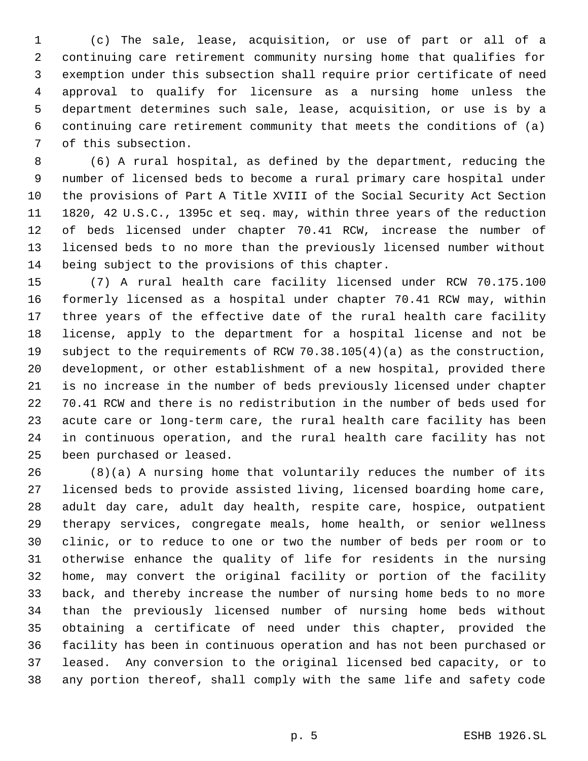(c) The sale, lease, acquisition, or use of part or all of a continuing care retirement community nursing home that qualifies for exemption under this subsection shall require prior certificate of need approval to qualify for licensure as a nursing home unless the department determines such sale, lease, acquisition, or use is by a continuing care retirement community that meets the conditions of (a) of this subsection.

(6) A rural hospital, as defined by the department, reducing the number of licensed beds to become a rural primary care hospital under the provisions of Part A Title XVIII of the Social Security Act Section 1820, 42 U.S.C., 1395c et seq. may, within three years of the reduction of beds licensed under chapter 70.41 RCW, increase the number of licensed beds to no more than the previously licensed number without being subject to the provisions of this chapter.

(7) A rural health care facility licensed under RCW 70.175.100 formerly licensed as a hospital under chapter 70.41 RCW may, within three years of the effective date of the rural health care facility license, apply to the department for a hospital license and not be subject to the requirements of RCW 70.38.105(4)(a) as the construction, development, or other establishment of a new hospital, provided there is no increase in the number of beds previously licensed under chapter 70.41 RCW and there is no redistribution in the number of beds used for acute care or long-term care, the rural health care facility has been in continuous operation, and the rural health care facility has not been purchased or leased.

(8)(a) A nursing home that voluntarily reduces the number of its licensed beds to provide assisted living, licensed boarding home care, adult day care, adult day health, respite care, hospice, outpatient therapy services, congregate meals, home health, or senior wellness clinic, or to reduce to one or two the number of beds per room or to otherwise enhance the quality of life for residents in the nursing home, may convert the original facility or portion of the facility back, and thereby increase the number of nursing home beds to no more than the previously licensed number of nursing home beds without obtaining a certificate of need under this chapter, provided the facility has been in continuous operation and has not been purchased or leased. Any conversion to the original licensed bed capacity, or to any portion thereof, shall comply with the same life and safety code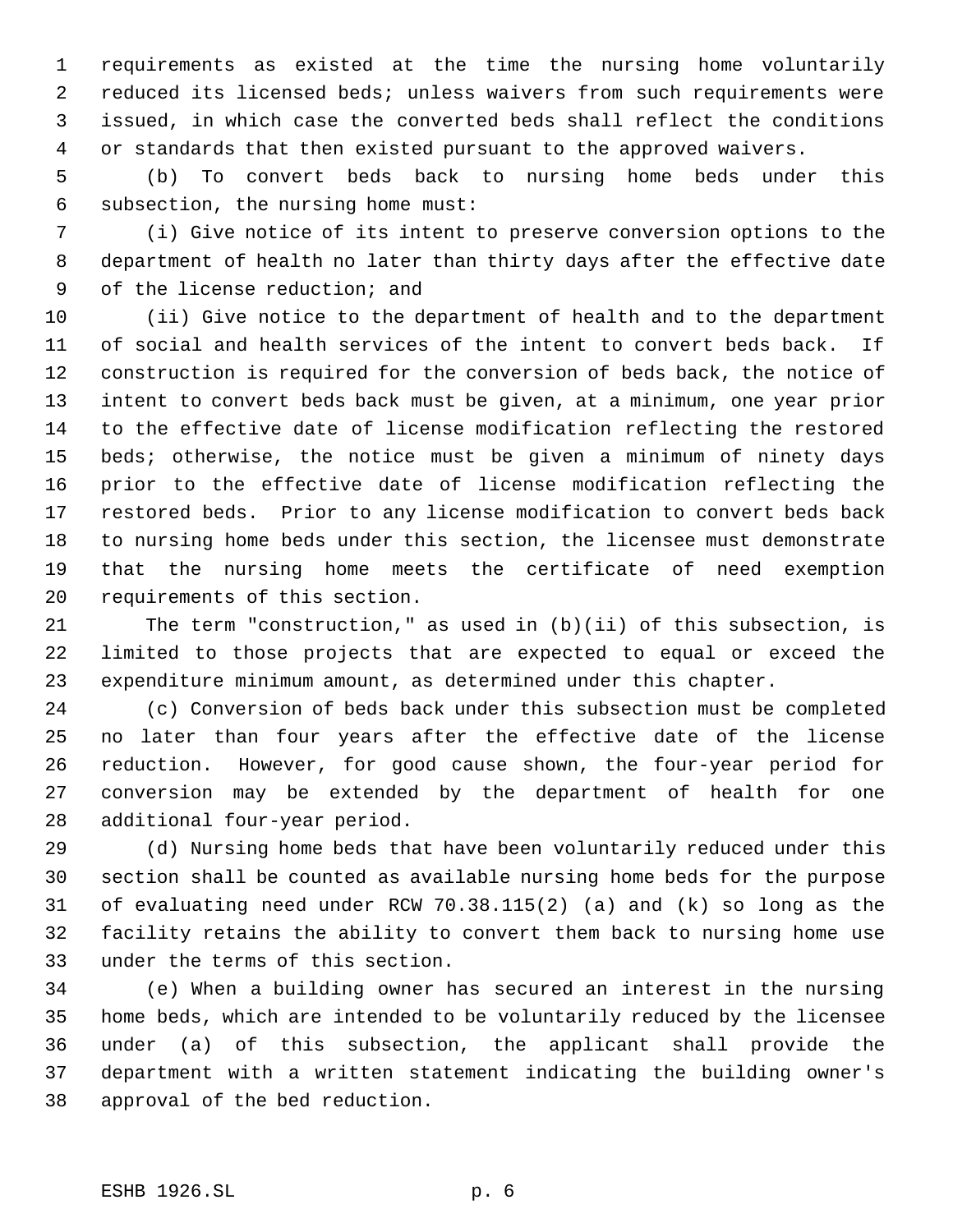requirements as existed at the time the nursing home voluntarily reduced its licensed beds; unless waivers from such requirements were issued, in which case the converted beds shall reflect the conditions or standards that then existed pursuant to the approved waivers.

(b) To convert beds back to nursing home beds under this subsection, the nursing home must:

(i) Give notice of its intent to preserve conversion options to the department of health no later than thirty days after the effective date of the license reduction; and

(ii) Give notice to the department of health and to the department of social and health services of the intent to convert beds back. If construction is required for the conversion of beds back, the notice of intent to convert beds back must be given, at a minimum, one year prior to the effective date of license modification reflecting the restored beds; otherwise, the notice must be given a minimum of ninety days prior to the effective date of license modification reflecting the restored beds. Prior to any license modification to convert beds back to nursing home beds under this section, the licensee must demonstrate that the nursing home meets the certificate of need exemption requirements of this section.

The term "construction," as used in (b)(ii) of this subsection, is limited to those projects that are expected to equal or exceed the expenditure minimum amount, as determined under this chapter.

(c) Conversion of beds back under this subsection must be completed no later than four years after the effective date of the license reduction. However, for good cause shown, the four-year period for conversion may be extended by the department of health for one additional four-year period.

(d) Nursing home beds that have been voluntarily reduced under this section shall be counted as available nursing home beds for the purpose of evaluating need under RCW 70.38.115(2) (a) and (k) so long as the facility retains the ability to convert them back to nursing home use under the terms of this section.

(e) When a building owner has secured an interest in the nursing home beds, which are intended to be voluntarily reduced by the licensee under (a) of this subsection, the applicant shall provide the department with a written statement indicating the building owner's approval of the bed reduction.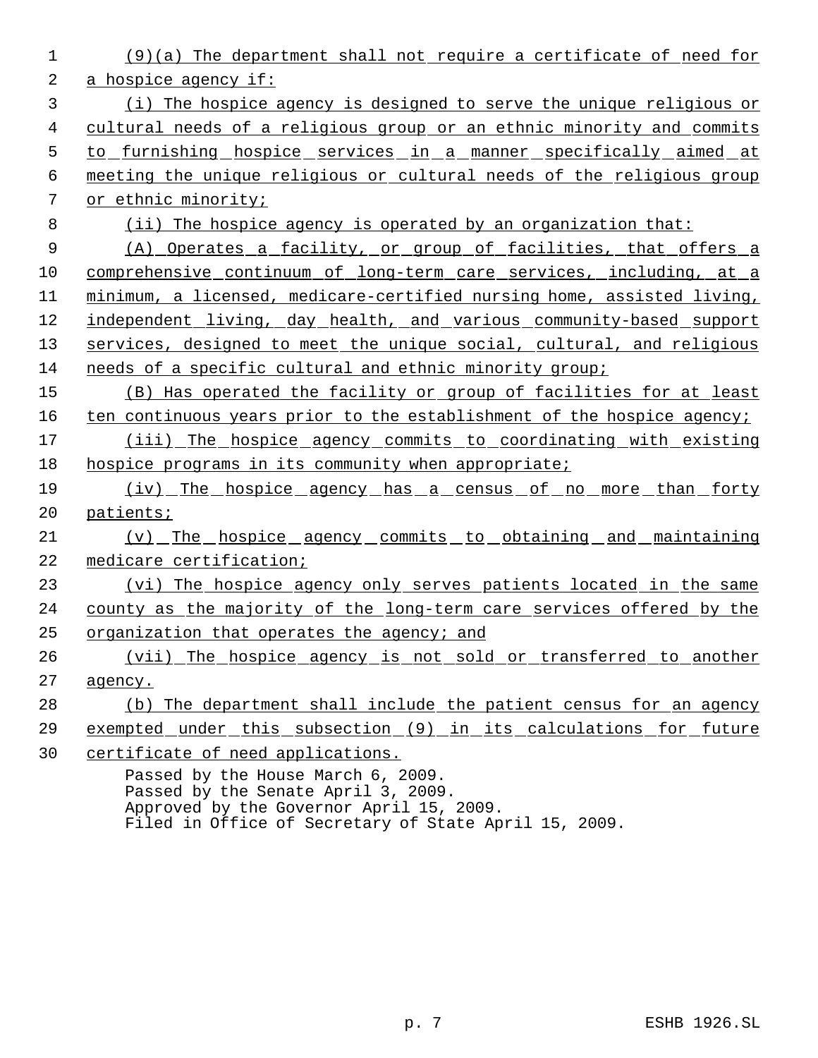(9)(a) The department shall not require a certificate of need for a hospice agency if:

(i) The hospice agency is designed to serve the unique religious or cultural needs of a religious group or an ethnic minority and commits to furnishing hospice services in a manner specifically aimed at meeting the unique religious or cultural needs of the religious group or ethnic minority;

(ii) The hospice agency is operated by an organization that:

(A) Operates a facility, or group of facilities, that offers a comprehensive continuum of long-term care services, including, at a minimum, a licensed, medicare-certified nursing home, assisted living, independent living, day health, and various community-based support services, designed to meet the unique social, cultural, and religious needs of a specific cultural and ethnic minority group;

(B) Has operated the facility or group of facilities for at least ten continuous years prior to the establishment of the hospice agency;

(iii) The hospice agency commits to coordinating with existing hospice programs in its community when appropriate;

(iv) The hospice agency has a census of no more than forty patients;

(v) The hospice agency commits to obtaining and maintaining medicare certification;

(vi) The hospice agency only serves patients located in the same county as the majority of the long-term care services offered by the organization that operates the agency; and

(vii) The hospice agency is not sold or transferred to another agency.

(b) The department shall include the patient census for an agency exempted under this subsection (9) in its calculations for future certificate of need applications.

Passed by the House March 6, 2009.
Passed by the Senate April 3, 2009.
Approved by the Governor April 15, 2009.
Filed in Office of Secretary of State April 15, 2009.